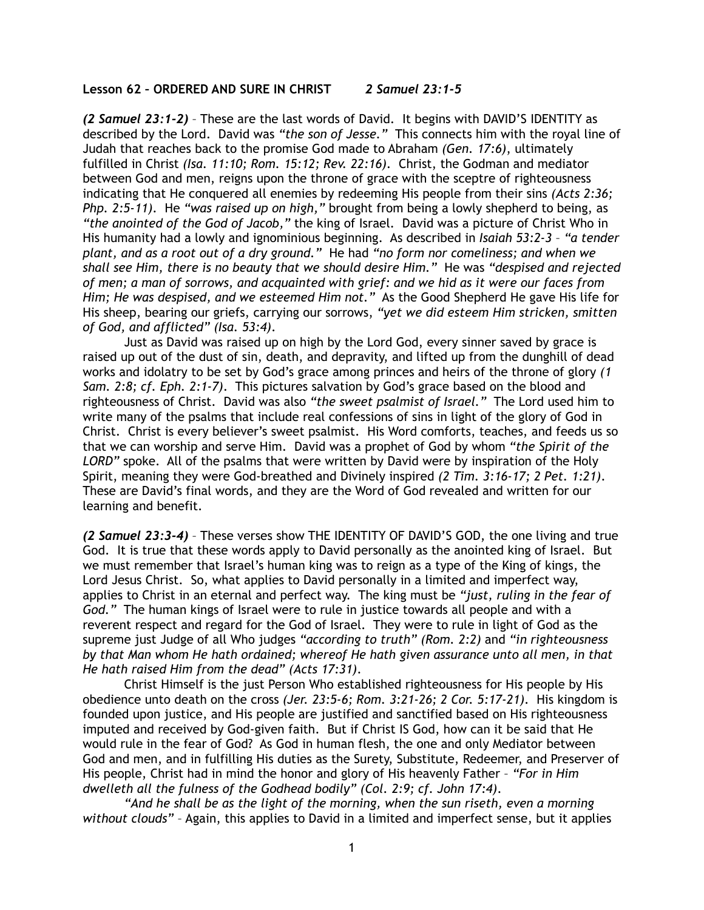**Lesson 62 – ORDERED AND SURE IN CHRIST** *2 Samuel 23:1-5*

***(2 Samuel 23:1-2)*** – These are the last words of David. It begins with DAVID'S IDENTITY as described by the Lord. David was *"the son of Jesse."* This connects him with the royal line of Judah that reaches back to the promise God made to Abraham *(Gen. 17:6)*, ultimately fulfilled in Christ *(Isa. 11:10; Rom. 15:12; Rev. 22:16)*. Christ, the Godman and mediator between God and men, reigns upon the throne of grace with the sceptre of righteousness indicating that He conquered all enemies by redeeming His people from their sins *(Acts 2:36; Php. 2:5-11)*. He *"was raised up on high,"* brought from being a lowly shepherd to being, as *"the anointed of the God of Jacob,"* the king of Israel. David was a picture of Christ Who in His humanity had a lowly and ignominious beginning. As described in *Isaiah 53:2-3* – *"a tender plant, and as a root out of a dry ground."* He had *"no form nor comeliness; and when we shall see Him, there is no beauty that we should desire Him."* He was *"despised and rejected of men; a man of sorrows, and acquainted with grief: and we hid as it were our faces from Him; He was despised, and we esteemed Him not."* As the Good Shepherd He gave His life for His sheep, bearing our griefs, carrying our sorrows, *"yet we did esteem Him stricken, smitten of God, and afflicted" (Isa. 53:4)*.

Just as David was raised up on high by the Lord God, every sinner saved by grace is raised up out of the dust of sin, death, and depravity, and lifted up from the dunghill of dead works and idolatry to be set by God's grace among princes and heirs of the throne of glory *(1 Sam. 2:8; cf. Eph. 2:1-7)*. This pictures salvation by God's grace based on the blood and righteousness of Christ. David was also *"the sweet psalmist of Israel."* The Lord used him to write many of the psalms that include real confessions of sins in light of the glory of God in Christ. Christ is every believer's sweet psalmist. His Word comforts, teaches, and feeds us so that we can worship and serve Him. David was a prophet of God by whom *"the Spirit of the LORD"* spoke. All of the psalms that were written by David were by inspiration of the Holy Spirit, meaning they were God-breathed and Divinely inspired *(2 Tim. 3:16-17; 2 Pet. 1:21)*. These are David's final words, and they are the Word of God revealed and written for our learning and benefit.

***(2 Samuel 23:3-4)*** – These verses show THE IDENTITY OF DAVID'S GOD, the one living and true God. It is true that these words apply to David personally as the anointed king of Israel. But we must remember that Israel's human king was to reign as a type of the King of kings, the Lord Jesus Christ. So, what applies to David personally in a limited and imperfect way, applies to Christ in an eternal and perfect way. The king must be *"just, ruling in the fear of God."* The human kings of Israel were to rule in justice towards all people and with a reverent respect and regard for the God of Israel. They were to rule in light of God as the supreme just Judge of all Who judges *"according to truth" (Rom. 2:2)* and *"in righteousness by that Man whom He hath ordained; whereof He hath given assurance unto all men, in that He hath raised Him from the dead" (Acts 17:31)*.

Christ Himself is the just Person Who established righteousness for His people by His obedience unto death on the cross *(Jer. 23:5-6; Rom. 3:21-26; 2 Cor. 5:17-21)*. His kingdom is founded upon justice, and His people are justified and sanctified based on His righteousness imputed and received by God-given faith. But if Christ IS God, how can it be said that He would rule in the fear of God? As God in human flesh, the one and only Mediator between God and men, and in fulfilling His duties as the Surety, Substitute, Redeemer, and Preserver of His people, Christ had in mind the honor and glory of His heavenly Father – *"For in Him dwelleth all the fulness of the Godhead bodily" (Col. 2:9; cf. John 17:4)*.

*"And he shall be as the light of the morning, when the sun riseth, even a morning without clouds"* – Again, this applies to David in a limited and imperfect sense, but it applies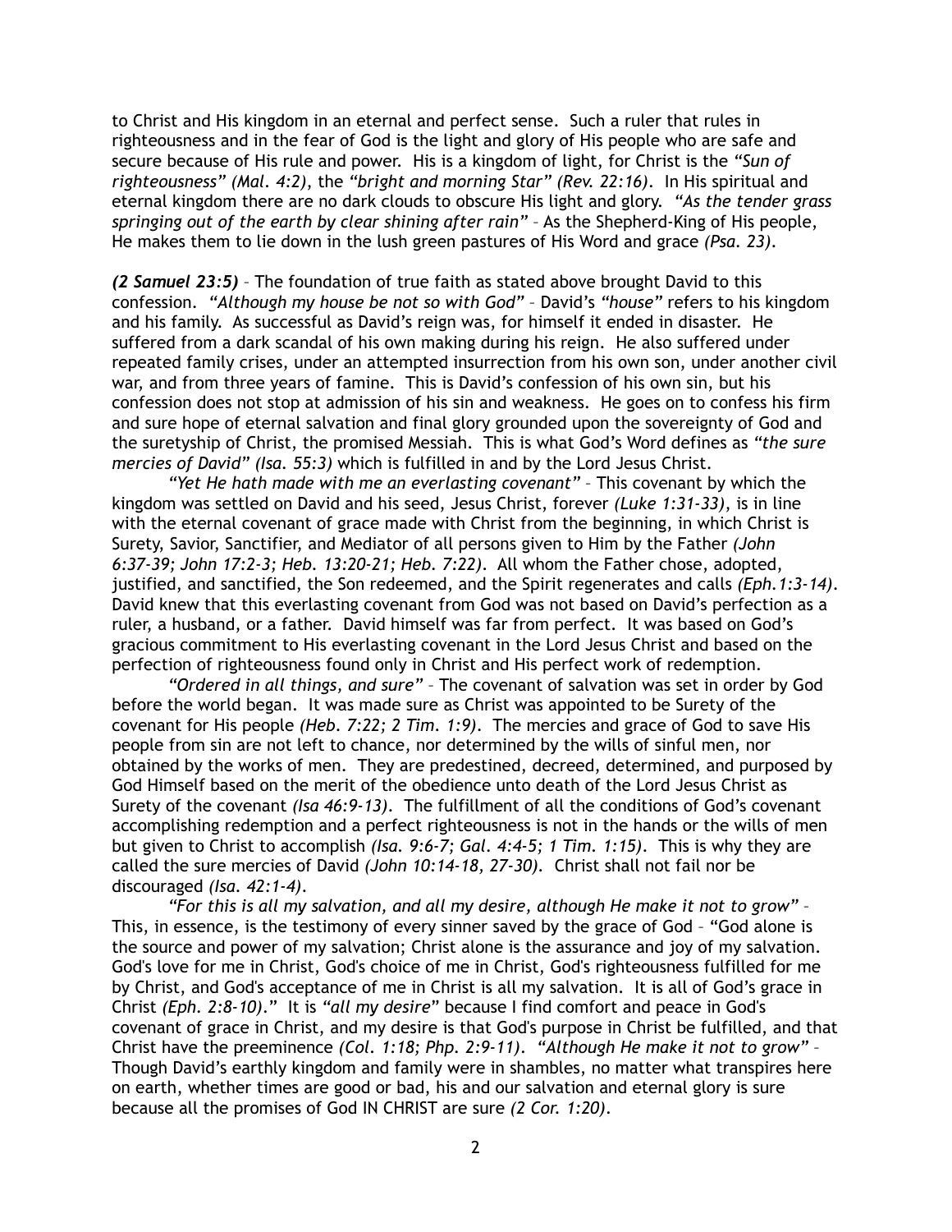to Christ and His kingdom in an eternal and perfect sense. Such a ruler that rules in righteousness and in the fear of God is the light and glory of His people who are safe and secure because of His rule and power. His is a kingdom of light, for Christ is the *"Sun of righteousness" (Mal. 4:2)*, the *"bright and morning Star" (Rev. 22:16)*. In His spiritual and eternal kingdom there are no dark clouds to obscure His light and glory. *"As the tender grass springing out of the earth by clear shining after rain"* – As the Shepherd-King of His people, He makes them to lie down in the lush green pastures of His Word and grace *(Psa. 23)*.

***(2 Samuel 23:5)*** – The foundation of true faith as stated above brought David to this confession. *"Although my house be not so with God"* – David's *"house"* refers to his kingdom and his family. As successful as David's reign was, for himself it ended in disaster. He suffered from a dark scandal of his own making during his reign. He also suffered under repeated family crises, under an attempted insurrection from his own son, under another civil war, and from three years of famine. This is David's confession of his own sin, but his confession does not stop at admission of his sin and weakness. He goes on to confess his firm and sure hope of eternal salvation and final glory grounded upon the sovereignty of God and the suretyship of Christ, the promised Messiah. This is what God's Word defines as *"the sure mercies of David" (Isa. 55:3)* which is fulfilled in and by the Lord Jesus Christ.

*"Yet He hath made with me an everlasting covenant"* – This covenant by which the kingdom was settled on David and his seed, Jesus Christ, forever *(Luke 1:31-33)*, is in line with the eternal covenant of grace made with Christ from the beginning, in which Christ is Surety, Savior, Sanctifier, and Mediator of all persons given to Him by the Father *(John 6:37-39; John 17:2-3; Heb. 13:20-21; Heb. 7:22)*. All whom the Father chose, adopted, justified, and sanctified, the Son redeemed, and the Spirit regenerates and calls *(Eph.1:3-14)*. David knew that this everlasting covenant from God was not based on David's perfection as a ruler, a husband, or a father. David himself was far from perfect. It was based on God's gracious commitment to His everlasting covenant in the Lord Jesus Christ and based on the perfection of righteousness found only in Christ and His perfect work of redemption.

*"Ordered in all things, and sure"* – The covenant of salvation was set in order by God before the world began. It was made sure as Christ was appointed to be Surety of the covenant for His people *(Heb. 7:22; 2 Tim. 1:9)*. The mercies and grace of God to save His people from sin are not left to chance, nor determined by the wills of sinful men, nor obtained by the works of men. They are predestined, decreed, determined, and purposed by God Himself based on the merit of the obedience unto death of the Lord Jesus Christ as Surety of the covenant *(Isa 46:9-13)*. The fulfillment of all the conditions of God's covenant accomplishing redemption and a perfect righteousness is not in the hands or the wills of men but given to Christ to accomplish *(Isa. 9:6-7; Gal. 4:4-5; 1 Tim. 1:15)*. This is why they are called the sure mercies of David *(John 10:14-18, 27-30)*. Christ shall not fail nor be discouraged *(Isa. 42:1-4)*.

*"For this is all my salvation, and all my desire, although He make it not to grow"* – This, in essence, is the testimony of every sinner saved by the grace of God – "God alone is the source and power of my salvation; Christ alone is the assurance and joy of my salvation. God's love for me in Christ, God's choice of me in Christ, God's righteousness fulfilled for me by Christ, and God's acceptance of me in Christ is all my salvation. It is all of God's grace in Christ *(Eph. 2:8-10)*." It is *"all my desire"* because I find comfort and peace in God's covenant of grace in Christ, and my desire is that God's purpose in Christ be fulfilled, and that Christ have the preeminence *(Col. 1:18; Php. 2:9-11)*. *"Although He make it not to grow"* – Though David's earthly kingdom and family were in shambles, no matter what transpires here on earth, whether times are good or bad, his and our salvation and eternal glory is sure because all the promises of God IN CHRIST are sure *(2 Cor. 1:20)*.